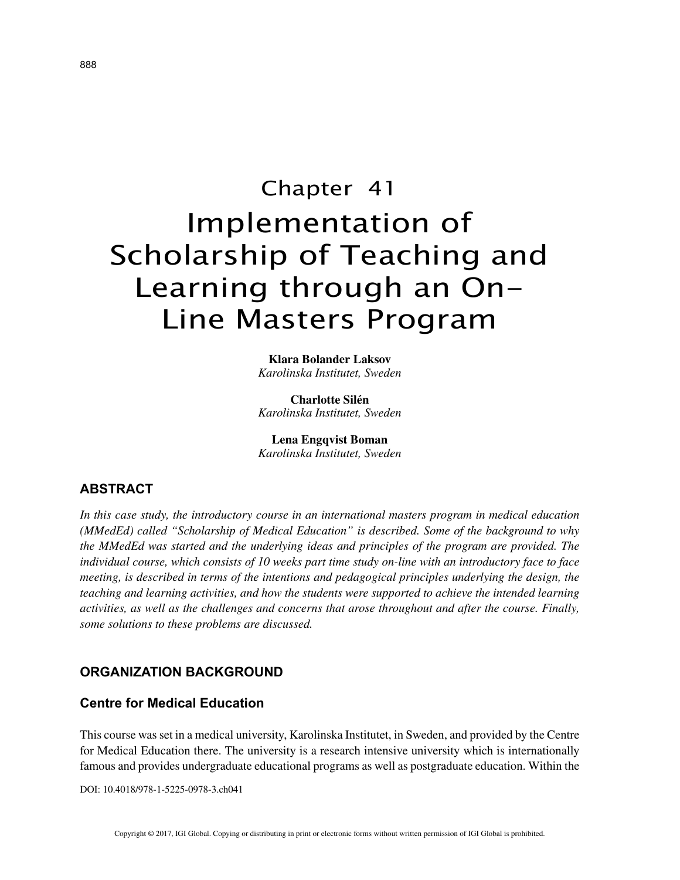# Chapter 41

# Implementation of Scholarship of Teaching and Learning through an On-Line Masters Program

**Klara Bolander Laksov**
*Karolinska Institutet, Sweden*

**Charlotte Silén**
*Karolinska Institutet, Sweden*

**Lena Engqvist Boman**
*Karolinska Institutet, Sweden*

## ABSTRACT

*In this case study, the introductory course in an international masters program in medical education (MMedEd) called "Scholarship of Medical Education" is described. Some of the background to why the MMedEd was started and the underlying ideas and principles of the program are provided. The individual course, which consists of 10 weeks part time study on-line with an introductory face to face meeting, is described in terms of the intentions and pedagogical principles underlying the design, the teaching and learning activities, and how the students were supported to achieve the intended learning activities, as well as the challenges and concerns that arose throughout and after the course. Finally, some solutions to these problems are discussed.*

## ORGANIZATION BACKGROUND

### Centre for Medical Education

This course was set in a medical university, Karolinska Institutet, in Sweden, and provided by the Centre for Medical Education there. The university is a research intensive university which is internationally famous and provides undergraduate educational programs as well as postgraduate education. Within the

DOI: 10.4018/978-1-5225-0978-3.ch041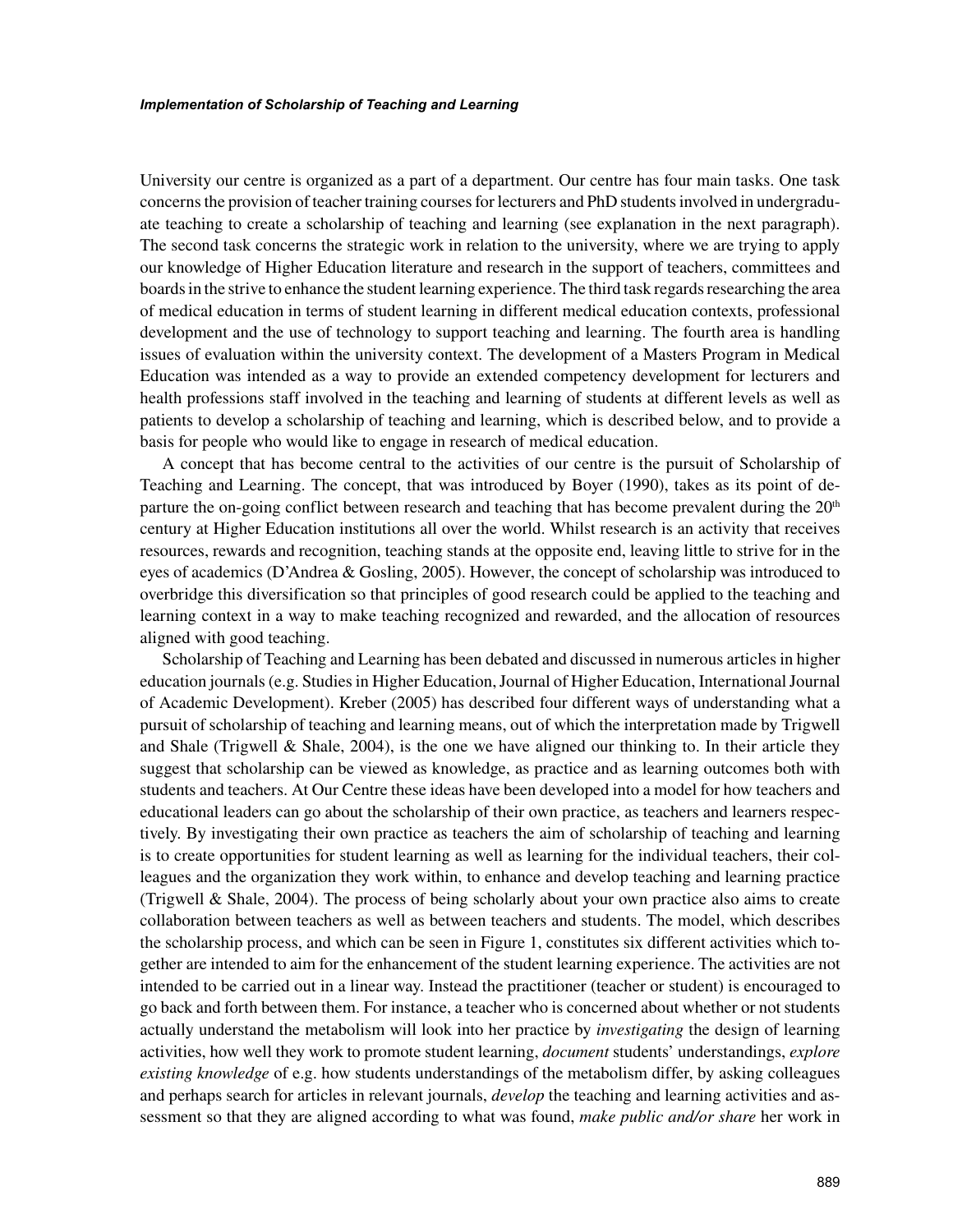University our centre is organized as a part of a department. Our centre has four main tasks. One task concerns the provision of teacher training courses for lecturers and PhD students involved in undergraduate teaching to create a scholarship of teaching and learning (see explanation in the next paragraph). The second task concerns the strategic work in relation to the university, where we are trying to apply our knowledge of Higher Education literature and research in the support of teachers, committees and boards in the strive to enhance the student learning experience. The third task regards researching the area of medical education in terms of student learning in different medical education contexts, professional development and the use of technology to support teaching and learning. The fourth area is handling issues of evaluation within the university context. The development of a Masters Program in Medical Education was intended as a way to provide an extended competency development for lecturers and health professions staff involved in the teaching and learning of students at different levels as well as patients to develop a scholarship of teaching and learning, which is described below, and to provide a basis for people who would like to engage in research of medical education.

A concept that has become central to the activities of our centre is the pursuit of Scholarship of Teaching and Learning. The concept, that was introduced by Boyer (1990), takes as its point of departure the on-going conflict between research and teaching that has become prevalent during the 20th century at Higher Education institutions all over the world. Whilst research is an activity that receives resources, rewards and recognition, teaching stands at the opposite end, leaving little to strive for in the eyes of academics (D'Andrea & Gosling, 2005). However, the concept of scholarship was introduced to overbridge this diversification so that principles of good research could be applied to the teaching and learning context in a way to make teaching recognized and rewarded, and the allocation of resources aligned with good teaching.

Scholarship of Teaching and Learning has been debated and discussed in numerous articles in higher education journals (e.g. Studies in Higher Education, Journal of Higher Education, International Journal of Academic Development). Kreber (2005) has described four different ways of understanding what a pursuit of scholarship of teaching and learning means, out of which the interpretation made by Trigwell and Shale (Trigwell & Shale, 2004), is the one we have aligned our thinking to. In their article they suggest that scholarship can be viewed as knowledge, as practice and as learning outcomes both with students and teachers. At Our Centre these ideas have been developed into a model for how teachers and educational leaders can go about the scholarship of their own practice, as teachers and learners respectively. By investigating their own practice as teachers the aim of scholarship of teaching and learning is to create opportunities for student learning as well as learning for the individual teachers, their colleagues and the organization they work within, to enhance and develop teaching and learning practice (Trigwell & Shale, 2004). The process of being scholarly about your own practice also aims to create collaboration between teachers as well as between teachers and students. The model, which describes the scholarship process, and which can be seen in Figure 1, constitutes six different activities which together are intended to aim for the enhancement of the student learning experience. The activities are not intended to be carried out in a linear way. Instead the practitioner (teacher or student) is encouraged to go back and forth between them. For instance, a teacher who is concerned about whether or not students actually understand the metabolism will look into her practice by *investigating* the design of learning activities, how well they work to promote student learning, *document* students' understandings, *explore existing knowledge* of e.g. how students understandings of the metabolism differ, by asking colleagues and perhaps search for articles in relevant journals, *develop* the teaching and learning activities and assessment so that they are aligned according to what was found, *make public and/or share* her work in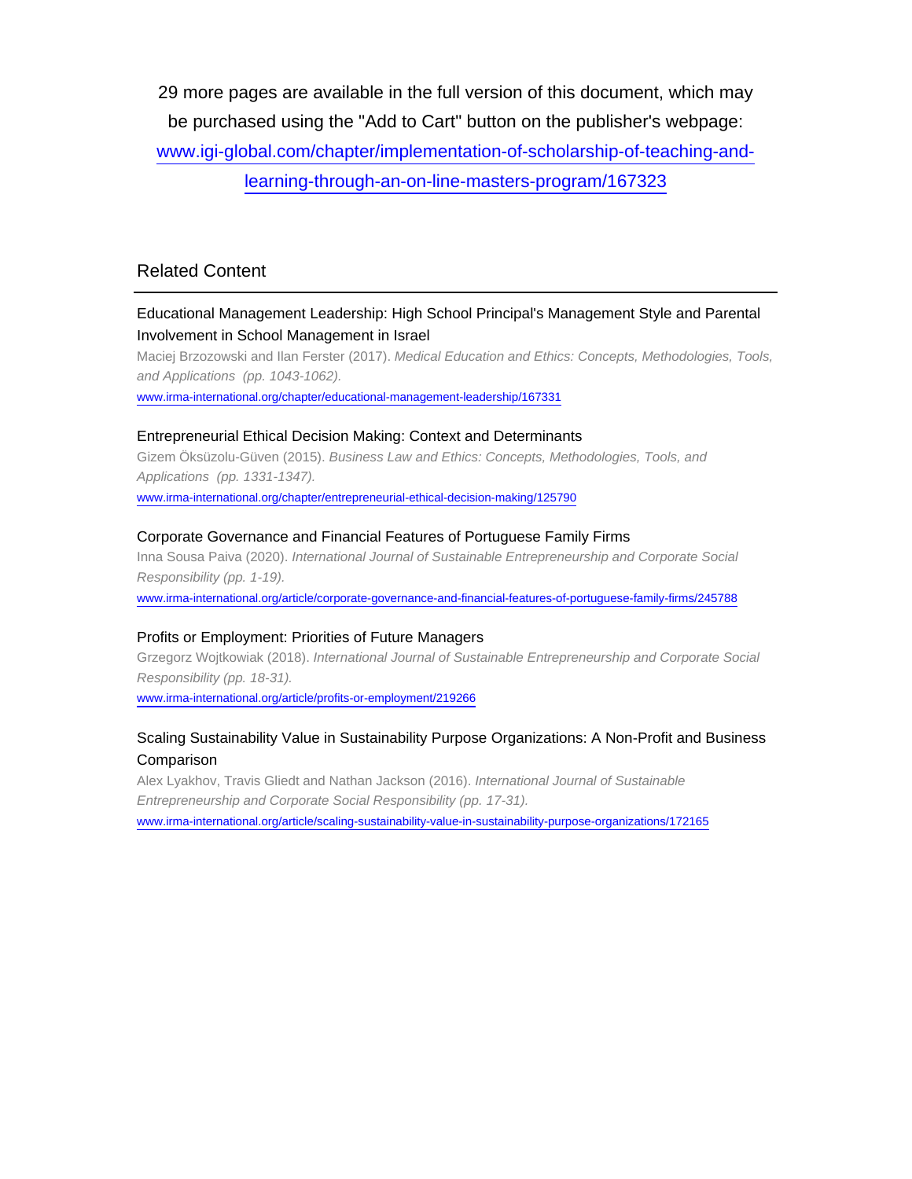29 more pages are available in the full version of this document, which may be purchased using the "Add to Cart" button on the publisher's webpage: [www.igi-global.com/chapter/implementation-of-scholarship-of-teaching-and-learning-through-an-on-line-masters-program/167323](www.igi-global.com/chapter/implementation-of-scholarship-of-teaching-and-learning-through-an-on-line-masters-program/167323)

## Related Content

**Educational Management Leadership: High School Principal's Management Style and Parental Involvement in School Management in Israel**
Maciej Brzozowski and Ilan Ferster (2017). *Medical Education and Ethics: Concepts, Methodologies, Tools, and Applications (pp. 1043-1062).*
[www.irma-international.org/chapter/educational-management-leadership/167331](www.irma-international.org/chapter/educational-management-leadership/167331)

**Entrepreneurial Ethical Decision Making: Context and Determinants**
Gizem Öksüzolu-Güven (2015). *Business Law and Ethics: Concepts, Methodologies, Tools, and Applications (pp. 1331-1347).*
[www.irma-international.org/chapter/entrepreneurial-ethical-decision-making/125790](www.irma-international.org/chapter/entrepreneurial-ethical-decision-making/125790)

**Corporate Governance and Financial Features of Portuguese Family Firms**
Inna Sousa Paiva (2020). *International Journal of Sustainable Entrepreneurship and Corporate Social Responsibility (pp. 1-19).*
[www.irma-international.org/article/corporate-governance-and-financial-features-of-portuguese-family-firms/245788](www.irma-international.org/article/corporate-governance-and-financial-features-of-portuguese-family-firms/245788)

**Profits or Employment: Priorities of Future Managers**
Grzegorz Wojtkowiak (2018). *International Journal of Sustainable Entrepreneurship and Corporate Social Responsibility (pp. 18-31).*
[www.irma-international.org/article/profits-or-employment/219266](www.irma-international.org/article/profits-or-employment/219266)

**Scaling Sustainability Value in Sustainability Purpose Organizations: A Non-Profit and Business Comparison**
Alex Lyakhov, Travis Gliedt and Nathan Jackson (2016). *International Journal of Sustainable Entrepreneurship and Corporate Social Responsibility (pp. 17-31).*
[www.irma-international.org/article/scaling-sustainability-value-in-sustainability-purpose-organizations/172165](www.irma-international.org/article/scaling-sustainability-value-in-sustainability-purpose-organizations/172165)